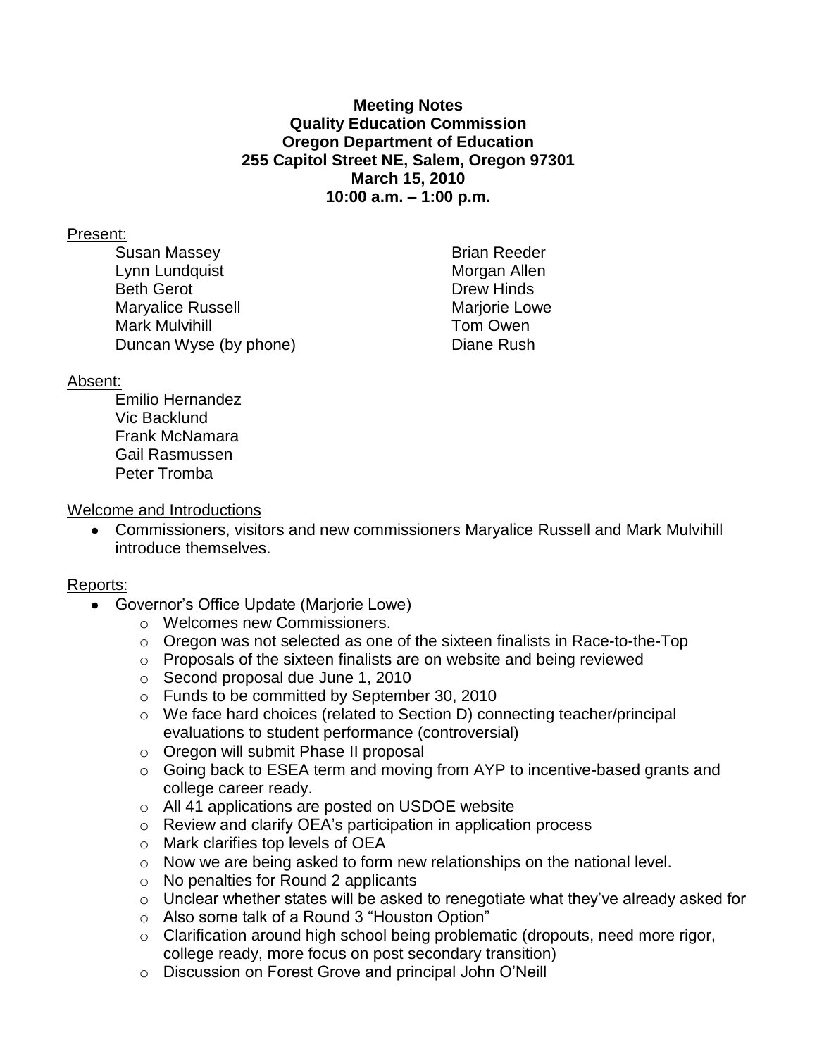**Meeting Notes**
**Quality Education Commission**
**Oregon Department of Education**
**255 Capitol Street NE, Salem, Oregon 97301**
**March 15, 2010**
**10:00 a.m. – 1:00 p.m.**

Present:

- Susan Massey
- Lynn Lundquist
- Beth Gerot
- Maryalice Russell
- Mark Mulvihill
- Duncan Wyse (by phone)
- Brian Reeder
- Morgan Allen
- Drew Hinds
- Marjorie Lowe
- Tom Owen
- Diane Rush

Absent:

- Emilio Hernandez
- Vic Backlund
- Frank McNamara
- Gail Rasmussen
- Peter Tromba

Welcome and Introductions

- Commissioners, visitors and new commissioners Maryalice Russell and Mark Mulvihill introduce themselves.

Reports:

- Governor's Office Update (Marjorie Lowe)
  - Welcomes new Commissioners.
  - Oregon was not selected as one of the sixteen finalists in Race-to-the-Top
  - Proposals of the sixteen finalists are on website and being reviewed
  - Second proposal due June 1, 2010
  - Funds to be committed by September 30, 2010
  - We face hard choices (related to Section D) connecting teacher/principal evaluations to student performance (controversial)
  - Oregon will submit Phase II proposal
  - Going back to ESEA term and moving from AYP to incentive-based grants and college career ready.
  - All 41 applications are posted on USDOE website
  - Review and clarify OEA's participation in application process
  - Mark clarifies top levels of OEA
  - Now we are being asked to form new relationships on the national level.
  - No penalties for Round 2 applicants
  - Unclear whether states will be asked to renegotiate what they've already asked for
  - Also some talk of a Round 3 "Houston Option"
  - Clarification around high school being problematic (dropouts, need more rigor, college ready, more focus on post secondary transition)
  - Discussion on Forest Grove and principal John O'Neill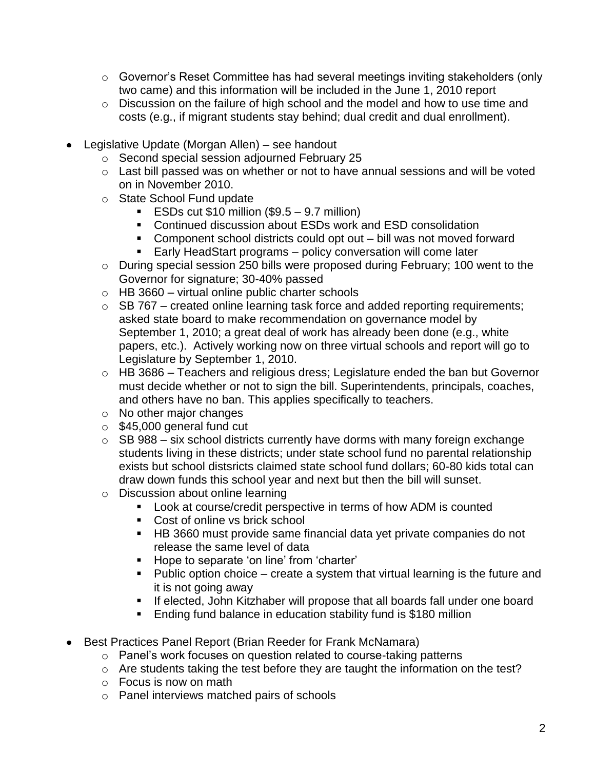- Governor's Reset Committee has had several meetings inviting stakeholders (only two came) and this information will be included in the June 1, 2010 report
  - Discussion on the failure of high school and the model and how to use time and costs (e.g., if migrant students stay behind; dual credit and dual enrollment).

- Legislative Update (Morgan Allen) – see handout
  - Second special session adjourned February 25
  - Last bill passed was on whether or not to have annual sessions and will be voted on in November 2010.
  - State School Fund update
    - ESDs cut $10 million ($9.5 – 9.7 million)
    - Continued discussion about ESDs work and ESD consolidation
    - Component school districts could opt out – bill was not moved forward
    - Early HeadStart programs – policy conversation will come later
  - During special session 250 bills were proposed during February; 100 went to the Governor for signature; 30-40% passed
  - HB 3660 – virtual online public charter schools
  - SB 767 – created online learning task force and added reporting requirements; asked state board to make recommendation on governance model by September 1, 2010; a great deal of work has already been done (e.g., white papers, etc.). Actively working now on three virtual schools and report will go to Legislature by September 1, 2010.
  - HB 3686 – Teachers and religious dress; Legislature ended the ban but Governor must decide whether or not to sign the bill. Superintendents, principals, coaches, and others have no ban. This applies specifically to teachers.
  - No other major changes
  - $45,000 general fund cut
  - SB 988 – six school districts currently have dorms with many foreign exchange students living in these districts; under state school fund no parental relationship exists but school distsricts claimed state school fund dollars; 60-80 kids total can draw down funds this school year and next but then the bill will sunset.
  - Discussion about online learning
    - Look at course/credit perspective in terms of how ADM is counted
    - Cost of online vs brick school
    - HB 3660 must provide same financial data yet private companies do not release the same level of data
    - Hope to separate 'on line' from 'charter'
    - Public option choice – create a system that virtual learning is the future and it is not going away
    - If elected, John Kitzhaber will propose that all boards fall under one board
    - Ending fund balance in education stability fund is $180 million

- Best Practices Panel Report (Brian Reeder for Frank McNamara)
  - Panel's work focuses on question related to course-taking patterns
  - Are students taking the test before they are taught the information on the test?
  - Focus is now on math
  - Panel interviews matched pairs of schools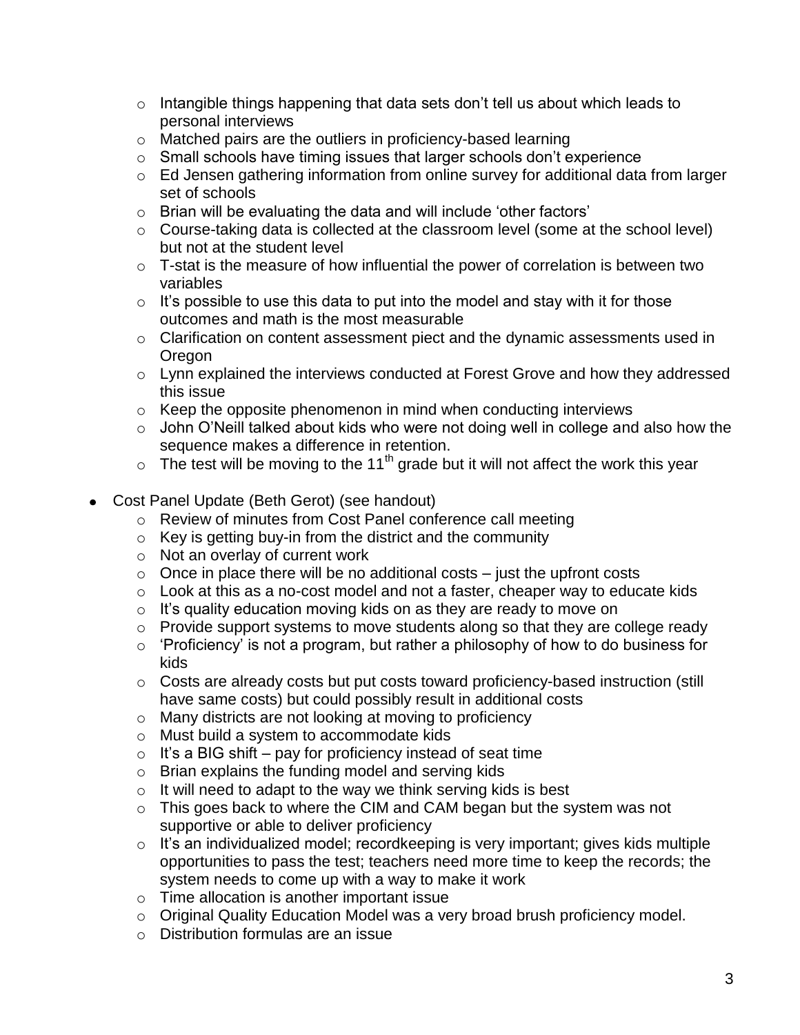- Intangible things happening that data sets don't tell us about which leads to personal interviews
  - Matched pairs are the outliers in proficiency-based learning
  - Small schools have timing issues that larger schools don't experience
  - Ed Jensen gathering information from online survey for additional data from larger set of schools
  - Brian will be evaluating the data and will include 'other factors'
  - Course-taking data is collected at the classroom level (some at the school level) but not at the student level
  - T-stat is the measure of how influential the power of correlation is between two variables
  - It's possible to use this data to put into the model and stay with it for those outcomes and math is the most measurable
  - Clarification on content assessment piect and the dynamic assessments used in Oregon
  - Lynn explained the interviews conducted at Forest Grove and how they addressed this issue
  - Keep the opposite phenomenon in mind when conducting interviews
  - John O'Neill talked about kids who were not doing well in college and also how the sequence makes a difference in retention.
  - The test will be moving to the 11th grade but it will not affect the work this year

- Cost Panel Update (Beth Gerot) (see handout)
  - Review of minutes from Cost Panel conference call meeting
  - Key is getting buy-in from the district and the community
  - Not an overlay of current work
  - Once in place there will be no additional costs – just the upfront costs
  - Look at this as a no-cost model and not a faster, cheaper way to educate kids
  - It's quality education moving kids on as they are ready to move on
  - Provide support systems to move students along so that they are college ready
  - 'Proficiency' is not a program, but rather a philosophy of how to do business for kids
  - Costs are already costs but put costs toward proficiency-based instruction (still have same costs) but could possibly result in additional costs
  - Many districts are not looking at moving to proficiency
  - Must build a system to accommodate kids
  - It's a BIG shift – pay for proficiency instead of seat time
  - Brian explains the funding model and serving kids
  - It will need to adapt to the way we think serving kids is best
  - This goes back to where the CIM and CAM began but the system was not supportive or able to deliver proficiency
  - It's an individualized model; recordkeeping is very important; gives kids multiple opportunities to pass the test; teachers need more time to keep the records; the system needs to come up with a way to make it work
  - Time allocation is another important issue
  - Original Quality Education Model was a very broad brush proficiency model.
  - Distribution formulas are an issue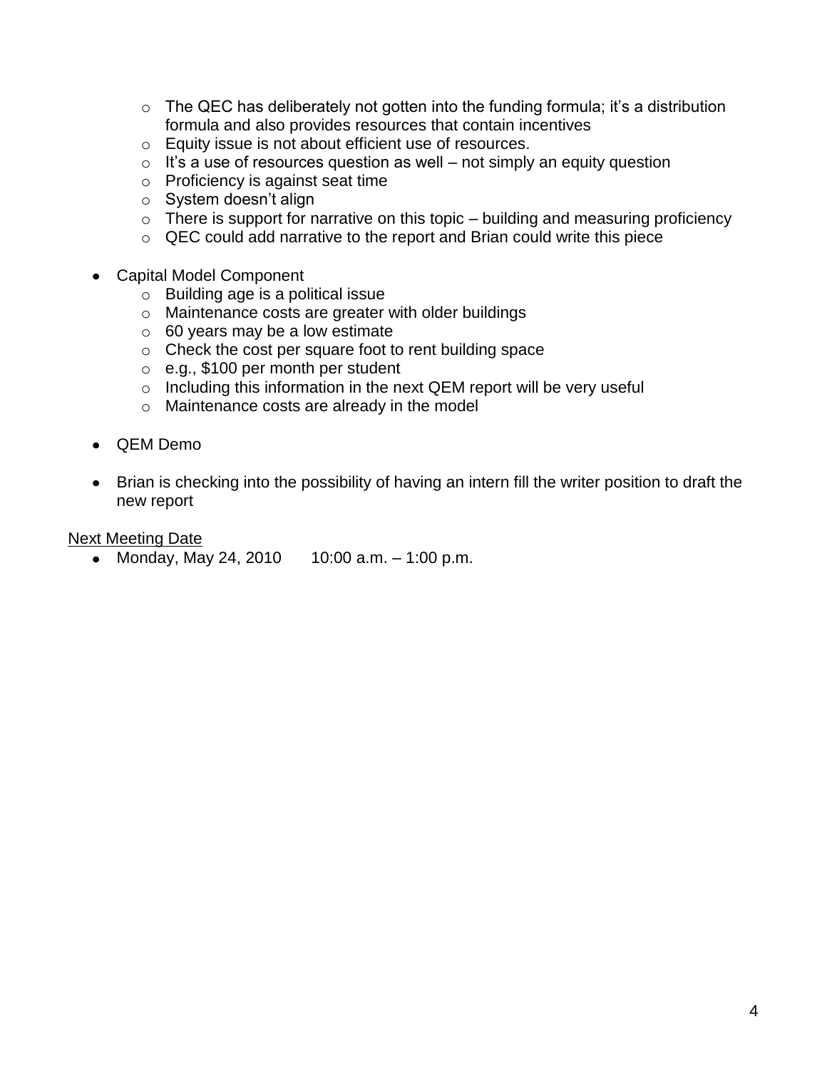- The QEC has deliberately not gotten into the funding formula; it's a distribution formula and also provides resources that contain incentives
  - Equity issue is not about efficient use of resources.
  - It's a use of resources question as well – not simply an equity question
  - Proficiency is against seat time
  - System doesn't align
  - There is support for narrative on this topic – building and measuring proficiency
  - QEC could add narrative to the report and Brian could write this piece

- Capital Model Component
  - Building age is a political issue
  - Maintenance costs are greater with older buildings
  - 60 years may be a low estimate
  - Check the cost per square foot to rent building space
  - e.g., $100 per month per student
  - Including this information in the next QEM report will be very useful
  - Maintenance costs are already in the model

- QEM Demo

- Brian is checking into the possibility of having an intern fill the writer position to draft the new report

<u>Next Meeting Date</u>

- Monday, May 24, 2010 10:00 a.m. – 1:00 p.m.